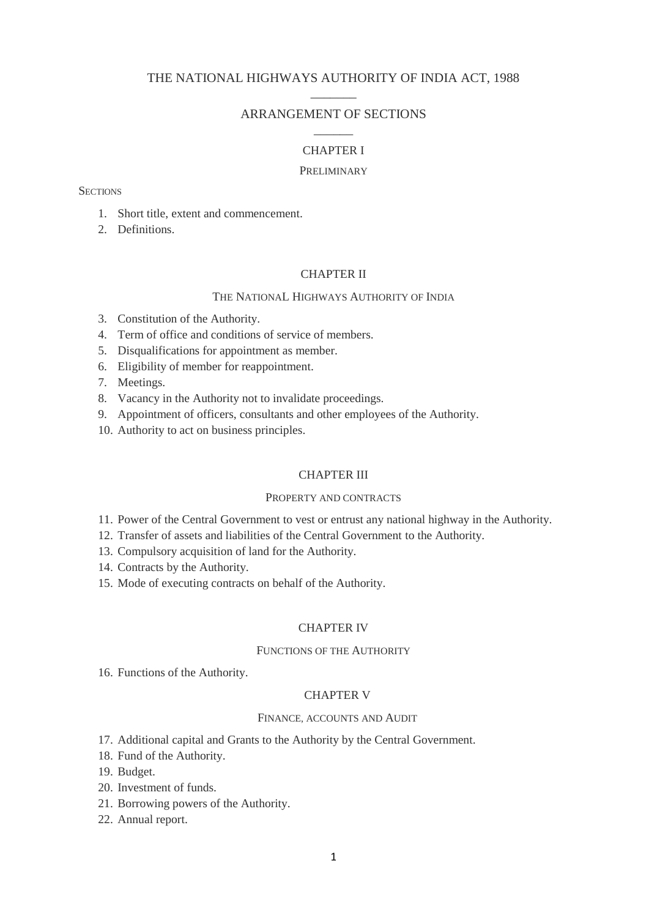# THE NATIONAL HIGHWAYS AUTHORITY OF INDIA ACT, 1988

## ARRANGEMENT OF SECTIONS

### CHAPTER I

PRELIMINARY

SECTIONS

1. Short title, extent and commencement.
2. Definitions.

### CHAPTER II

THE NATIONAL HIGHWAYS AUTHORITY OF INDIA

3. Constitution of the Authority.
4. Term of office and conditions of service of members.
5. Disqualifications for appointment as member.
6. Eligibility of member for reappointment.
7. Meetings.
8. Vacancy in the Authority not to invalidate proceedings.
9. Appointment of officers, consultants and other employees of the Authority.
10. Authority to act on business principles.

### CHAPTER III

PROPERTY AND CONTRACTS

11. Power of the Central Government to vest or entrust any national highway in the Authority.
12. Transfer of assets and liabilities of the Central Government to the Authority.
13. Compulsory acquisition of land for the Authority.
14. Contracts by the Authority.
15. Mode of executing contracts on behalf of the Authority.

### CHAPTER IV

FUNCTIONS OF THE AUTHORITY

16. Functions of the Authority.

### CHAPTER V

FINANCE, ACCOUNTS AND AUDIT

17. Additional capital and Grants to the Authority by the Central Government.
18. Fund of the Authority.
19. Budget.
20. Investment of funds.
21. Borrowing powers of the Authority.
22. Annual report.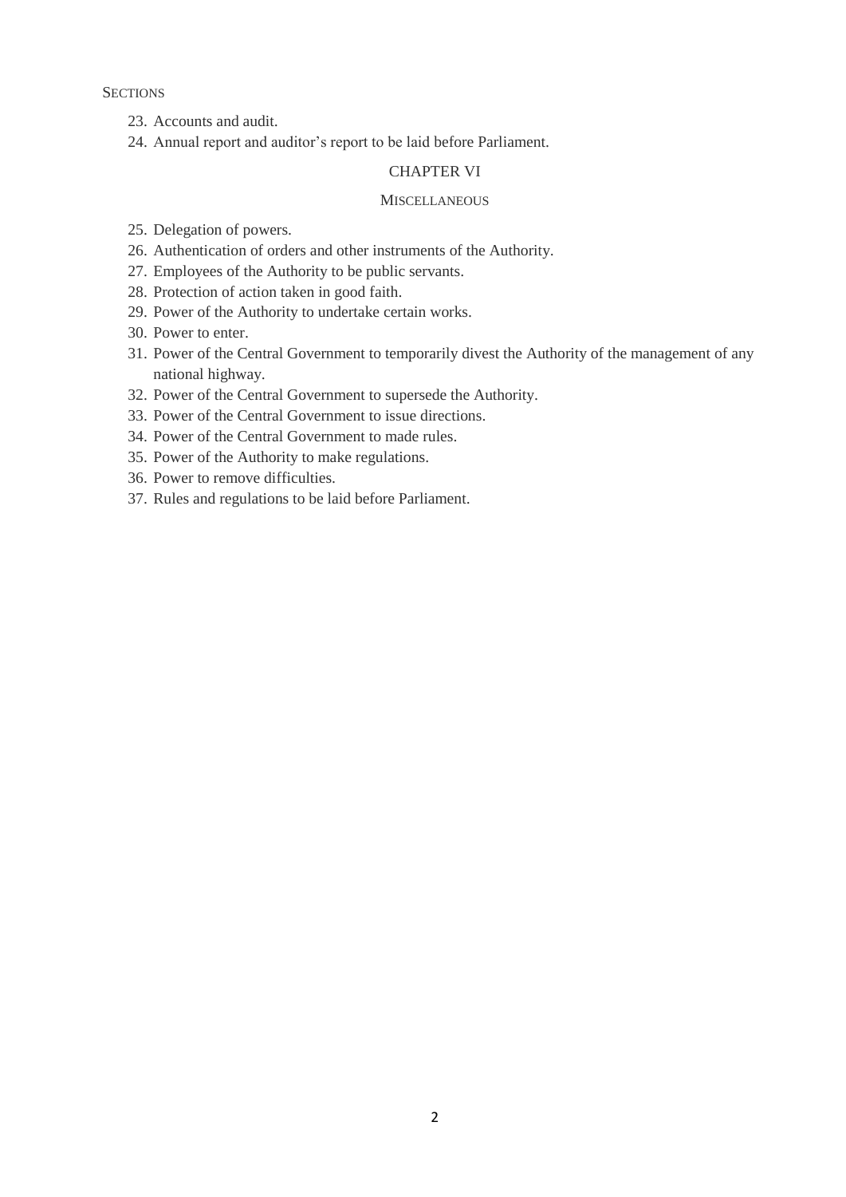SECTIONS

23. Accounts and audit.
24. Annual report and auditor's report to be laid before Parliament.

CHAPTER VI

MISCELLANEOUS

25. Delegation of powers.
26. Authentication of orders and other instruments of the Authority.
27. Employees of the Authority to be public servants.
28. Protection of action taken in good faith.
29. Power of the Authority to undertake certain works.
30. Power to enter.
31. Power of the Central Government to temporarily divest the Authority of the management of any national highway.
32. Power of the Central Government to supersede the Authority.
33. Power of the Central Government to issue directions.
34. Power of the Central Government to made rules.
35. Power of the Authority to make regulations.
36. Power to remove difficulties.
37. Rules and regulations to be laid before Parliament.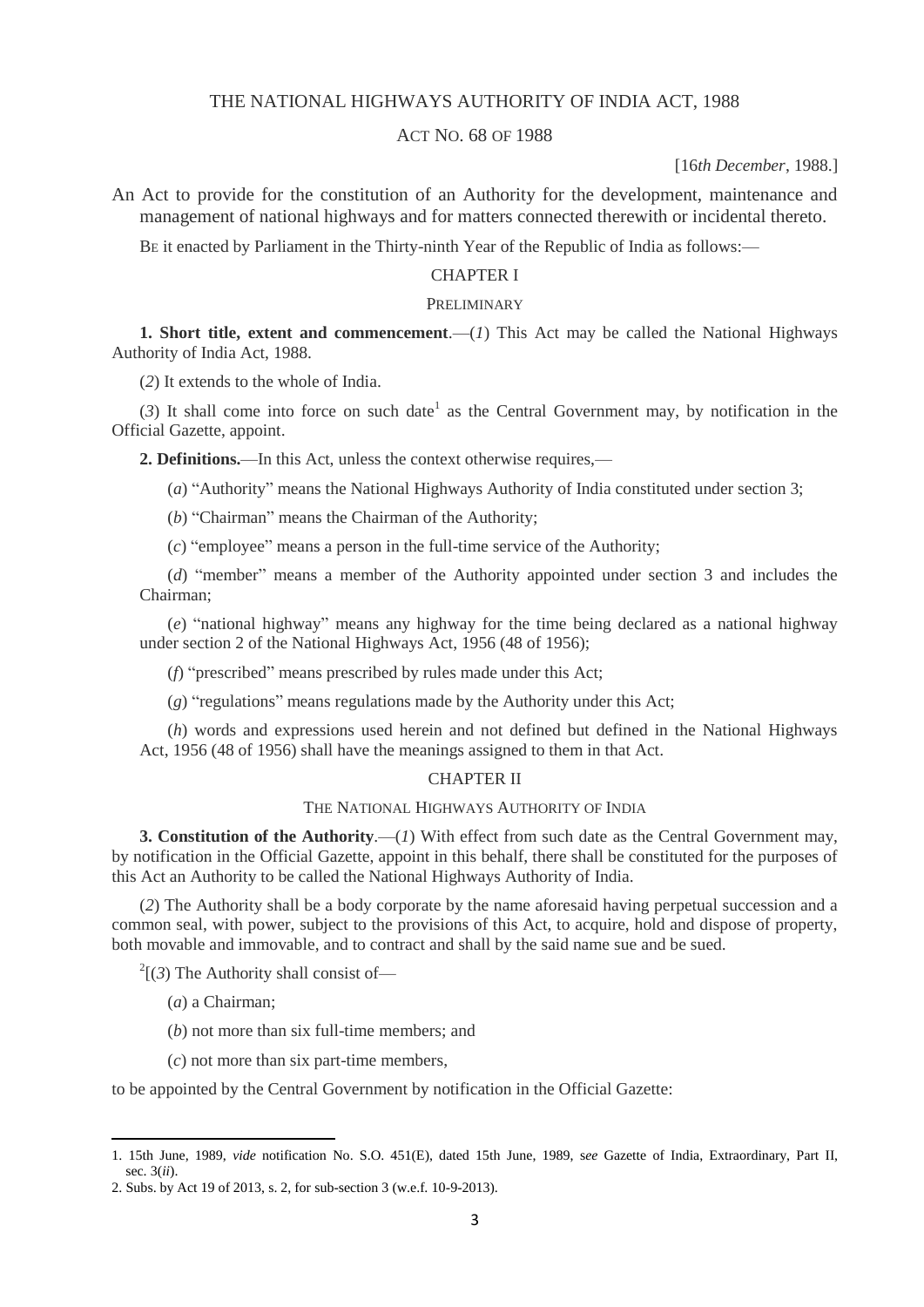# THE NATIONAL HIGHWAYS AUTHORITY OF INDIA ACT, 1988

## ACT NO. 68 OF 1988

[16*th December*, 1988.]

An Act to provide for the constitution of an Authority for the development, maintenance and management of national highways and for matters connected therewith or incidental thereto.

BE it enacted by Parliament in the Thirty-ninth Year of the Republic of India as follows:—

## CHAPTER I

### PRELIMINARY

**1. Short title, extent and commencement**.—(*1*) This Act may be called the National Highways Authority of India Act, 1988.

(*2*) It extends to the whole of India.

(*3*) It shall come into force on such date[1] as the Central Government may, by notification in the Official Gazette, appoint.

**2. Definitions.**—In this Act, unless the context otherwise requires,—

(*a*) "Authority" means the National Highways Authority of India constituted under section 3;

(*b*) "Chairman" means the Chairman of the Authority;

(*c*) "employee" means a person in the full-time service of the Authority;

(*d*) "member" means a member of the Authority appointed under section 3 and includes the Chairman;

(*e*) "national highway" means any highway for the time being declared as a national highway under section 2 of the National Highways Act, 1956 (48 of 1956);

(*f*) "prescribed" means prescribed by rules made under this Act;

(*g*) "regulations" means regulations made by the Authority under this Act;

(*h*) words and expressions used herein and not defined but defined in the National Highways Act, 1956 (48 of 1956) shall have the meanings assigned to them in that Act.

## CHAPTER II

### THE NATIONAL HIGHWAYS AUTHORITY OF INDIA

**3. Constitution of the Authority**.—(*1*) With effect from such date as the Central Government may, by notification in the Official Gazette, appoint in this behalf, there shall be constituted for the purposes of this Act an Authority to be called the National Highways Authority of India.

(*2*) The Authority shall be a body corporate by the name aforesaid having perpetual succession and a common seal, with power, subject to the provisions of this Act, to acquire, hold and dispose of property, both movable and immovable, and to contract and shall by the said name sue and be sued.

[2][(*3*) The Authority shall consist of—

(*a*) a Chairman;

(*b*) not more than six full-time members; and

(*c*) not more than six part-time members,

to be appointed by the Central Government by notification in the Official Gazette:

---

1. 15th June, 1989, *vide* notification No. S.O. 451(E), dated 15th June, 1989, s*ee* Gazette of India, Extraordinary, Part II, sec. 3(*ii*).

2. Subs. by Act 19 of 2013, s. 2, for sub-section 3 (w.e.f. 10-9-2013).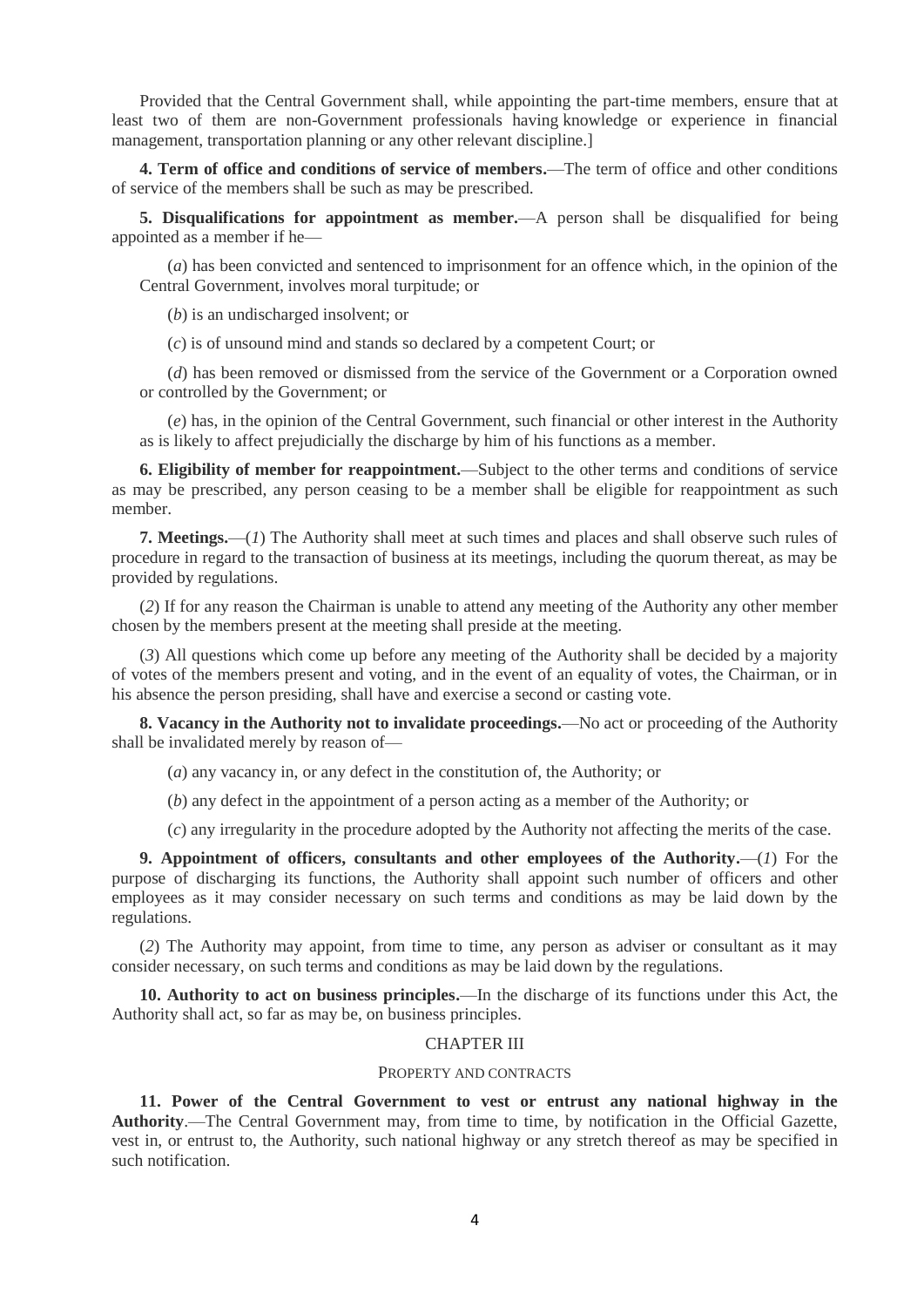Provided that the Central Government shall, while appointing the part-time members, ensure that at least two of them are non-Government professionals having knowledge or experience in financial management, transportation planning or any other relevant discipline.]

**4. Term of office and conditions of service of members.**—The term of office and other conditions of service of the members shall be such as may be prescribed.

**5. Disqualifications for appointment as member.**—A person shall be disqualified for being appointed as a member if he—

(*a*) has been convicted and sentenced to imprisonment for an offence which, in the opinion of the Central Government, involves moral turpitude; or

(*b*) is an undischarged insolvent; or

(*c*) is of unsound mind and stands so declared by a competent Court; or

(*d*) has been removed or dismissed from the service of the Government or a Corporation owned or controlled by the Government; or

(*e*) has, in the opinion of the Central Government, such financial or other interest in the Authority as is likely to affect prejudicially the discharge by him of his functions as a member.

**6. Eligibility of member for reappointment.**—Subject to the other terms and conditions of service as may be prescribed, any person ceasing to be a member shall be eligible for reappointment as such member.

**7. Meetings.**—(*1*) The Authority shall meet at such times and places and shall observe such rules of procedure in regard to the transaction of business at its meetings, including the quorum thereat, as may be provided by regulations.

(*2*) If for any reason the Chairman is unable to attend any meeting of the Authority any other member chosen by the members present at the meeting shall preside at the meeting.

(*3*) All questions which come up before any meeting of the Authority shall be decided by a majority of votes of the members present and voting, and in the event of an equality of votes, the Chairman, or in his absence the person presiding, shall have and exercise a second or casting vote.

**8. Vacancy in the Authority not to invalidate proceedings.**—No act or proceeding of the Authority shall be invalidated merely by reason of—

(*a*) any vacancy in, or any defect in the constitution of, the Authority; or

(*b*) any defect in the appointment of a person acting as a member of the Authority; or

(*c*) any irregularity in the procedure adopted by the Authority not affecting the merits of the case.

**9. Appointment of officers, consultants and other employees of the Authority.**—(*1*) For the purpose of discharging its functions, the Authority shall appoint such number of officers and other employees as it may consider necessary on such terms and conditions as may be laid down by the regulations.

(*2*) The Authority may appoint, from time to time, any person as adviser or consultant as it may consider necessary, on such terms and conditions as may be laid down by the regulations.

**10. Authority to act on business principles.**—In the discharge of its functions under this Act, the Authority shall act, so far as may be, on business principles.

## CHAPTER III

### PROPERTY AND CONTRACTS

**11. Power of the Central Government to vest or entrust any national highway in the Authority**.—The Central Government may, from time to time, by notification in the Official Gazette, vest in, or entrust to, the Authority, such national highway or any stretch thereof as may be specified in such notification.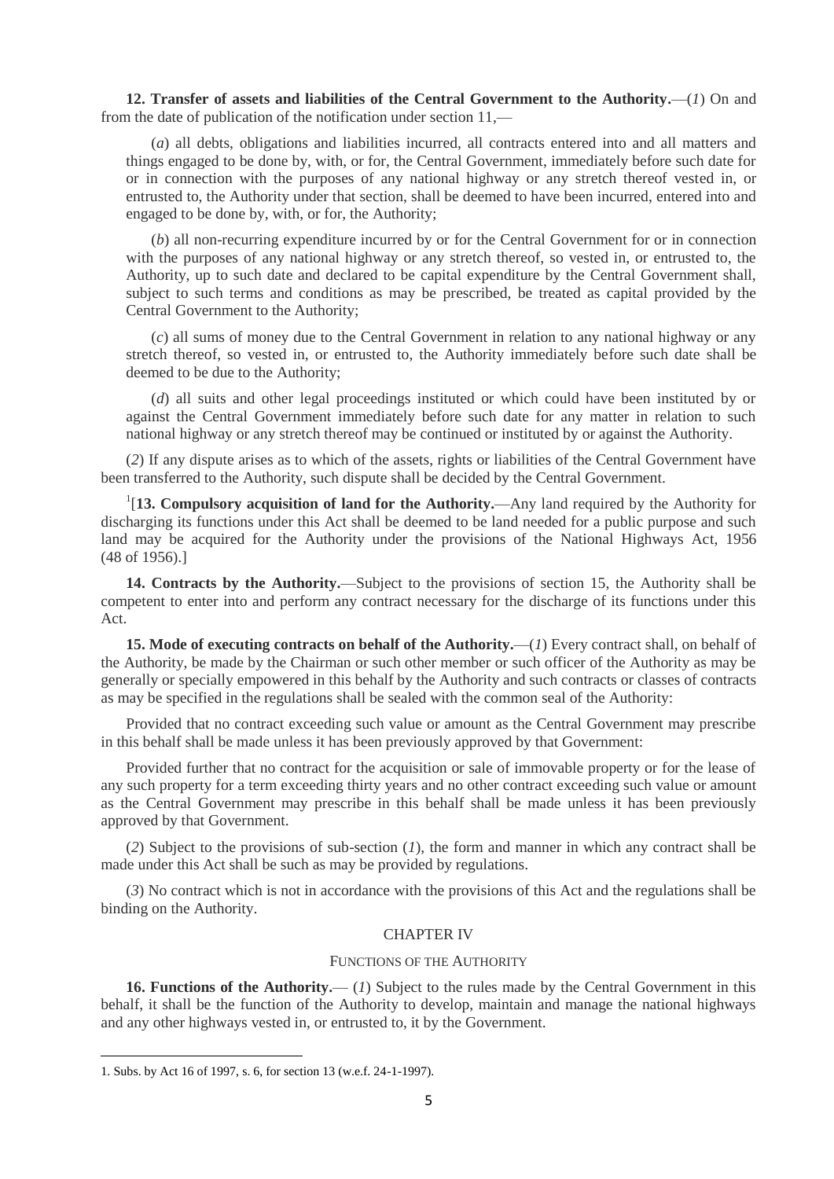**12. Transfer of assets and liabilities of the Central Government to the Authority.**—(*1*) On and from the date of publication of the notification under section 11,—

(*a*) all debts, obligations and liabilities incurred, all contracts entered into and all matters and things engaged to be done by, with, or for, the Central Government, immediately before such date for or in connection with the purposes of any national highway or any stretch thereof vested in, or entrusted to, the Authority under that section, shall be deemed to have been incurred, entered into and engaged to be done by, with, or for, the Authority;

(*b*) all non-recurring expenditure incurred by or for the Central Government for or in connection with the purposes of any national highway or any stretch thereof, so vested in, or entrusted to, the Authority, up to such date and declared to be capital expenditure by the Central Government shall, subject to such terms and conditions as may be prescribed, be treated as capital provided by the Central Government to the Authority;

(*c*) all sums of money due to the Central Government in relation to any national highway or any stretch thereof, so vested in, or entrusted to, the Authority immediately before such date shall be deemed to be due to the Authority;

(*d*) all suits and other legal proceedings instituted or which could have been instituted by or against the Central Government immediately before such date for any matter in relation to such national highway or any stretch thereof may be continued or instituted by or against the Authority.

(*2*) If any dispute arises as to which of the assets, rights or liabilities of the Central Government have been transferred to the Authority, such dispute shall be decided by the Central Government.

[1][**13. Compulsory acquisition of land for the Authority.**—Any land required by the Authority for discharging its functions under this Act shall be deemed to be land needed for a public purpose and such land may be acquired for the Authority under the provisions of the National Highways Act, 1956 (48 of 1956).]

**14. Contracts by the Authority.**—Subject to the provisions of section 15, the Authority shall be competent to enter into and perform any contract necessary for the discharge of its functions under this Act.

**15. Mode of executing contracts on behalf of the Authority.**—(*1*) Every contract shall, on behalf of the Authority, be made by the Chairman or such other member or such officer of the Authority as may be generally or specially empowered in this behalf by the Authority and such contracts or classes of contracts as may be specified in the regulations shall be sealed with the common seal of the Authority:

Provided that no contract exceeding such value or amount as the Central Government may prescribe in this behalf shall be made unless it has been previously approved by that Government:

Provided further that no contract for the acquisition or sale of immovable property or for the lease of any such property for a term exceeding thirty years and no other contract exceeding such value or amount as the Central Government may prescribe in this behalf shall be made unless it has been previously approved by that Government.

(*2*) Subject to the provisions of sub-section (*1*), the form and manner in which any contract shall be made under this Act shall be such as may be provided by regulations.

(*3*) No contract which is not in accordance with the provisions of this Act and the regulations shall be binding on the Authority.

## CHAPTER IV

### FUNCTIONS OF THE AUTHORITY

**16. Functions of the Authority.**— (*1*) Subject to the rules made by the Central Government in this behalf, it shall be the function of the Authority to develop, maintain and manage the national highways and any other highways vested in, or entrusted to, it by the Government.

---

1. Subs. by Act 16 of 1997, s. 6, for section 13 (w.e.f. 24-1-1997).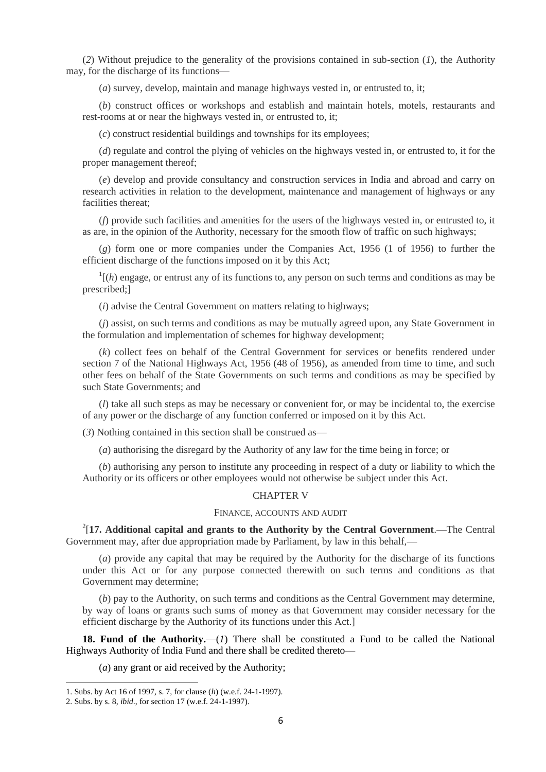(*2*) Without prejudice to the generality of the provisions contained in sub-section (*1*), the Authority may, for the discharge of its functions—

(*a*) survey, develop, maintain and manage highways vested in, or entrusted to, it;

(*b*) construct offices or workshops and establish and maintain hotels, motels, restaurants and rest-rooms at or near the highways vested in, or entrusted to, it;

(*c*) construct residential buildings and townships for its employees;

(*d*) regulate and control the plying of vehicles on the highways vested in, or entrusted to, it for the proper management thereof;

(*e*) develop and provide consultancy and construction services in India and abroad and carry on research activities in relation to the development, maintenance and management of highways or any facilities thereat;

(*f*) provide such facilities and amenities for the users of the highways vested in, or entrusted to, it as are, in the opinion of the Authority, necessary for the smooth flow of traffic on such highways;

(*g*) form one or more companies under the Companies Act, 1956 (1 of 1956) to further the efficient discharge of the functions imposed on it by this Act;

[1][(*h*) engage, or entrust any of its functions to, any person on such terms and conditions as may be prescribed;]

(*i*) advise the Central Government on matters relating to highways;

(*j*) assist, on such terms and conditions as may be mutually agreed upon, any State Government in the formulation and implementation of schemes for highway development;

(*k*) collect fees on behalf of the Central Government for services or benefits rendered under section 7 of the National Highways Act, 1956 (48 of 1956), as amended from time to time, and such other fees on behalf of the State Governments on such terms and conditions as may be specified by such State Governments; and

(*l*) take all such steps as may be necessary or convenient for, or may be incidental to, the exercise of any power or the discharge of any function conferred or imposed on it by this Act.

(*3*) Nothing contained in this section shall be construed as—

(*a*) authorising the disregard by the Authority of any law for the time being in force; or

(*b*) authorising any person to institute any proceeding in respect of a duty or liability to which the Authority or its officers or other employees would not otherwise be subject under this Act.

## CHAPTER V

### FINANCE, ACCOUNTS AND AUDIT

[2][**17. Additional capital and grants to the Authority by the Central Government**.—The Central Government may, after due appropriation made by Parliament, by law in this behalf,—

(*a*) provide any capital that may be required by the Authority for the discharge of its functions under this Act or for any purpose connected therewith on such terms and conditions as that Government may determine;

(*b*) pay to the Authority, on such terms and conditions as the Central Government may determine, by way of loans or grants such sums of money as that Government may consider necessary for the efficient discharge by the Authority of its functions under this Act.]

**18. Fund of the Authority.**—(*1*) There shall be constituted a Fund to be called the National Highways Authority of India Fund and there shall be credited thereto—

(*a*) any grant or aid received by the Authority;

---

1. Subs. by Act 16 of 1997, s. 7, for clause (*h*) (w.e.f. 24-1-1997).
2. Subs. by s. 8, *ibid*., for section 17 (w.e.f. 24-1-1997).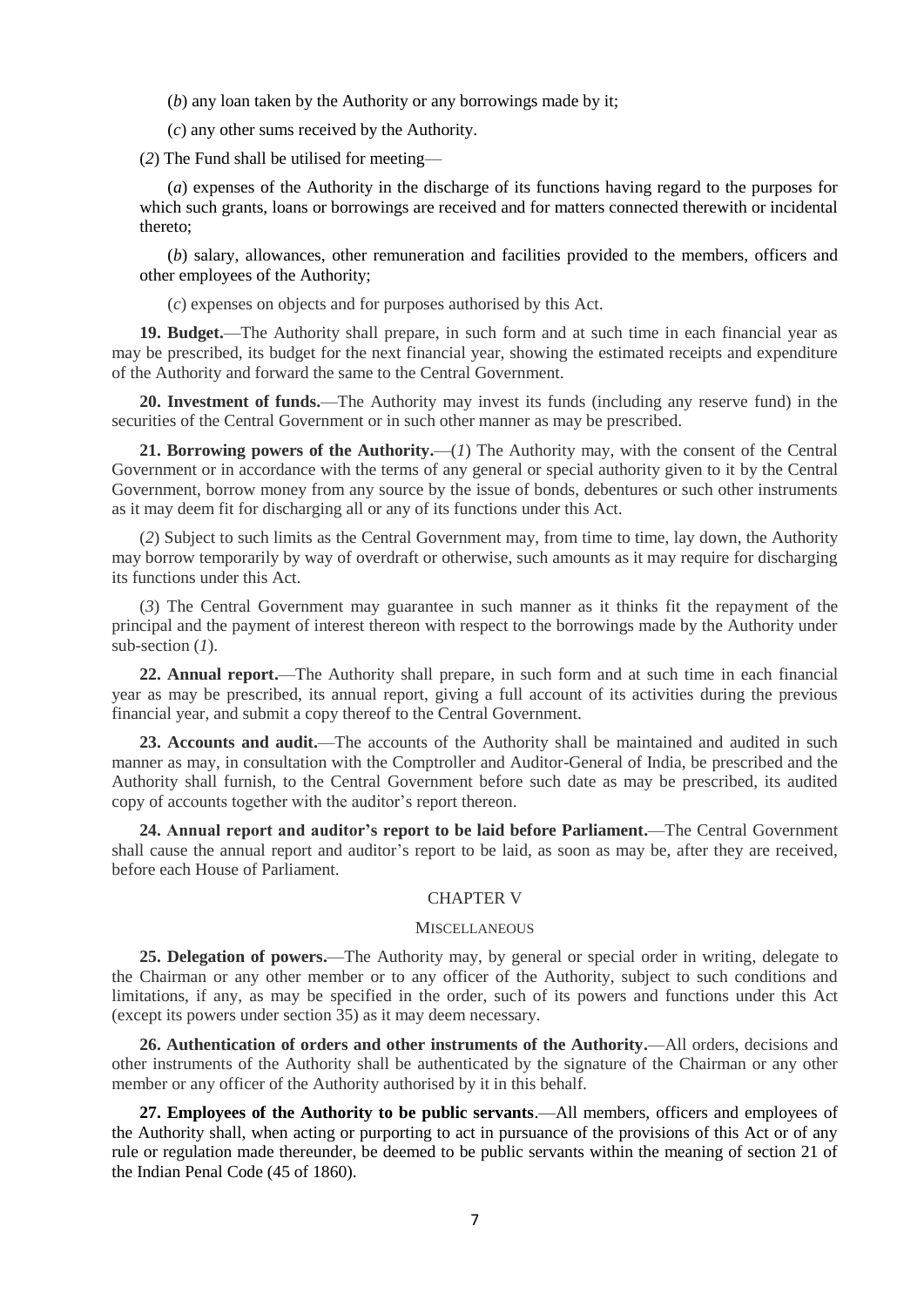(*b*) any loan taken by the Authority or any borrowings made by it;

(*c*) any other sums received by the Authority.

(*2*) The Fund shall be utilised for meeting—

(*a*) expenses of the Authority in the discharge of its functions having regard to the purposes for which such grants, loans or borrowings are received and for matters connected therewith or incidental thereto;

(*b*) salary, allowances, other remuneration and facilities provided to the members, officers and other employees of the Authority;

(*c*) expenses on objects and for purposes authorised by this Act.

**19. Budget.**—The Authority shall prepare, in such form and at such time in each financial year as may be prescribed, its budget for the next financial year, showing the estimated receipts and expenditure of the Authority and forward the same to the Central Government.

**20. Investment of funds.**—The Authority may invest its funds (including any reserve fund) in the securities of the Central Government or in such other manner as may be prescribed.

**21. Borrowing powers of the Authority.**—(*1*) The Authority may, with the consent of the Central Government or in accordance with the terms of any general or special authority given to it by the Central Government, borrow money from any source by the issue of bonds, debentures or such other instruments as it may deem fit for discharging all or any of its functions under this Act.

(*2*) Subject to such limits as the Central Government may, from time to time, lay down, the Authority may borrow temporarily by way of overdraft or otherwise, such amounts as it may require for discharging its functions under this Act.

(*3*) The Central Government may guarantee in such manner as it thinks fit the repayment of the principal and the payment of interest thereon with respect to the borrowings made by the Authority under sub-section (*1*).

**22. Annual report.**—The Authority shall prepare, in such form and at such time in each financial year as may be prescribed, its annual report, giving a full account of its activities during the previous financial year, and submit a copy thereof to the Central Government.

**23. Accounts and audit.**—The accounts of the Authority shall be maintained and audited in such manner as may, in consultation with the Comptroller and Auditor-General of India, be prescribed and the Authority shall furnish, to the Central Government before such date as may be prescribed, its audited copy of accounts together with the auditor's report thereon.

**24. Annual report and auditor's report to be laid before Parliament.**—The Central Government shall cause the annual report and auditor's report to be laid, as soon as may be, after they are received, before each House of Parliament.

## CHAPTER V

### MISCELLANEOUS

**25. Delegation of powers.**—The Authority may, by general or special order in writing, delegate to the Chairman or any other member or to any officer of the Authority, subject to such conditions and limitations, if any, as may be specified in the order, such of its powers and functions under this Act (except its powers under section 35) as it may deem necessary.

**26. Authentication of orders and other instruments of the Authority.**—All orders, decisions and other instruments of the Authority shall be authenticated by the signature of the Chairman or any other member or any officer of the Authority authorised by it in this behalf.

**27. Employees of the Authority to be public servants**.—All members, officers and employees of the Authority shall, when acting or purporting to act in pursuance of the provisions of this Act or of any rule or regulation made thereunder, be deemed to be public servants within the meaning of section 21 of the Indian Penal Code (45 of 1860).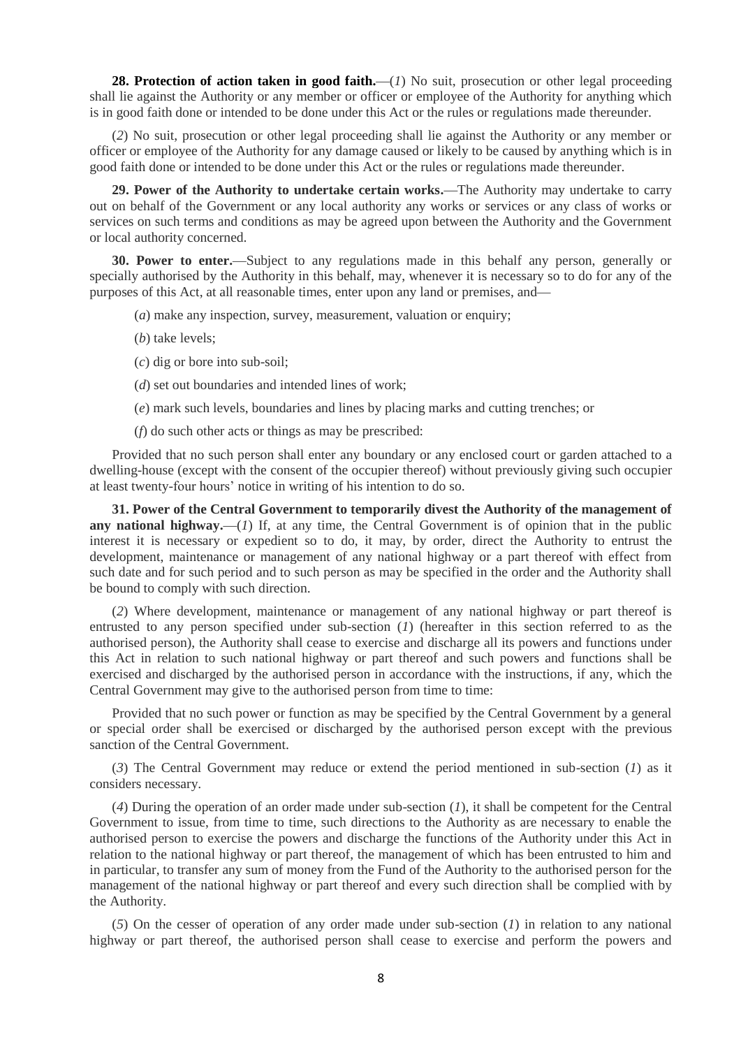**28. Protection of action taken in good faith.**—(*1*) No suit, prosecution or other legal proceeding shall lie against the Authority or any member or officer or employee of the Authority for anything which is in good faith done or intended to be done under this Act or the rules or regulations made thereunder.

(*2*) No suit, prosecution or other legal proceeding shall lie against the Authority or any member or officer or employee of the Authority for any damage caused or likely to be caused by anything which is in good faith done or intended to be done under this Act or the rules or regulations made thereunder.

**29. Power of the Authority to undertake certain works.**—The Authority may undertake to carry out on behalf of the Government or any local authority any works or services or any class of works or services on such terms and conditions as may be agreed upon between the Authority and the Government or local authority concerned.

**30. Power to enter.**—Subject to any regulations made in this behalf any person, generally or specially authorised by the Authority in this behalf, may, whenever it is necessary so to do for any of the purposes of this Act, at all reasonable times, enter upon any land or premises, and—

(*a*) make any inspection, survey, measurement, valuation or enquiry;

(*b*) take levels;

(*c*) dig or bore into sub-soil;

(*d*) set out boundaries and intended lines of work;

(*e*) mark such levels, boundaries and lines by placing marks and cutting trenches; or

(*f*) do such other acts or things as may be prescribed:

Provided that no such person shall enter any boundary or any enclosed court or garden attached to a dwelling-house (except with the consent of the occupier thereof) without previously giving such occupier at least twenty-four hours' notice in writing of his intention to do so.

**31. Power of the Central Government to temporarily divest the Authority of the management of any national highway.**—(*1*) If, at any time, the Central Government is of opinion that in the public interest it is necessary or expedient so to do, it may, by order, direct the Authority to entrust the development, maintenance or management of any national highway or a part thereof with effect from such date and for such period and to such person as may be specified in the order and the Authority shall be bound to comply with such direction.

(*2*) Where development, maintenance or management of any national highway or part thereof is entrusted to any person specified under sub-section (*1*) (hereafter in this section referred to as the authorised person), the Authority shall cease to exercise and discharge all its powers and functions under this Act in relation to such national highway or part thereof and such powers and functions shall be exercised and discharged by the authorised person in accordance with the instructions, if any, which the Central Government may give to the authorised person from time to time:

Provided that no such power or function as may be specified by the Central Government by a general or special order shall be exercised or discharged by the authorised person except with the previous sanction of the Central Government.

(*3*) The Central Government may reduce or extend the period mentioned in sub-section (*1*) as it considers necessary.

(*4*) During the operation of an order made under sub-section (*1*), it shall be competent for the Central Government to issue, from time to time, such directions to the Authority as are necessary to enable the authorised person to exercise the powers and discharge the functions of the Authority under this Act in relation to the national highway or part thereof, the management of which has been entrusted to him and in particular, to transfer any sum of money from the Fund of the Authority to the authorised person for the management of the national highway or part thereof and every such direction shall be complied with by the Authority.

(*5*) On the cesser of operation of any order made under sub-section (*1*) in relation to any national highway or part thereof, the authorised person shall cease to exercise and perform the powers and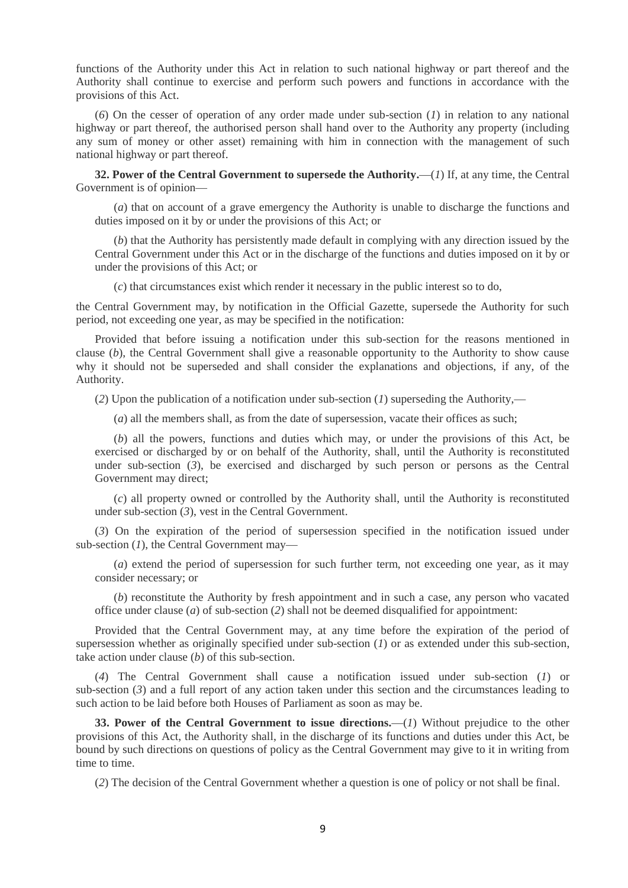functions of the Authority under this Act in relation to such national highway or part thereof and the Authority shall continue to exercise and perform such powers and functions in accordance with the provisions of this Act.

(*6*) On the cesser of operation of any order made under sub-section (*1*) in relation to any national highway or part thereof, the authorised person shall hand over to the Authority any property (including any sum of money or other asset) remaining with him in connection with the management of such national highway or part thereof.

**32. Power of the Central Government to supersede the Authority.**—(*1*) If, at any time, the Central Government is of opinion—

(*a*) that on account of a grave emergency the Authority is unable to discharge the functions and duties imposed on it by or under the provisions of this Act; or

(*b*) that the Authority has persistently made default in complying with any direction issued by the Central Government under this Act or in the discharge of the functions and duties imposed on it by or under the provisions of this Act; or

(*c*) that circumstances exist which render it necessary in the public interest so to do,

the Central Government may, by notification in the Official Gazette, supersede the Authority for such period, not exceeding one year, as may be specified in the notification:

Provided that before issuing a notification under this sub-section for the reasons mentioned in clause (*b*), the Central Government shall give a reasonable opportunity to the Authority to show cause why it should not be superseded and shall consider the explanations and objections, if any, of the Authority.

(*2*) Upon the publication of a notification under sub-section (*1*) superseding the Authority,—

(*a*) all the members shall, as from the date of supersession, vacate their offices as such;

(*b*) all the powers, functions and duties which may, or under the provisions of this Act, be exercised or discharged by or on behalf of the Authority, shall, until the Authority is reconstituted under sub-section (*3*), be exercised and discharged by such person or persons as the Central Government may direct;

(*c*) all property owned or controlled by the Authority shall, until the Authority is reconstituted under sub-section (*3*), vest in the Central Government.

(*3*) On the expiration of the period of supersession specified in the notification issued under sub-section (*1*), the Central Government may—

(*a*) extend the period of supersession for such further term, not exceeding one year, as it may consider necessary; or

(*b*) reconstitute the Authority by fresh appointment and in such a case, any person who vacated office under clause (*a*) of sub-section (*2*) shall not be deemed disqualified for appointment:

Provided that the Central Government may, at any time before the expiration of the period of supersession whether as originally specified under sub-section (*1*) or as extended under this sub-section, take action under clause (*b*) of this sub-section.

(*4*) The Central Government shall cause a notification issued under sub-section (*1*) or sub-section (*3*) and a full report of any action taken under this section and the circumstances leading to such action to be laid before both Houses of Parliament as soon as may be.

**33. Power of the Central Government to issue directions.**—(*1*) Without prejudice to the other provisions of this Act, the Authority shall, in the discharge of its functions and duties under this Act, be bound by such directions on questions of policy as the Central Government may give to it in writing from time to time.

(*2*) The decision of the Central Government whether a question is one of policy or not shall be final.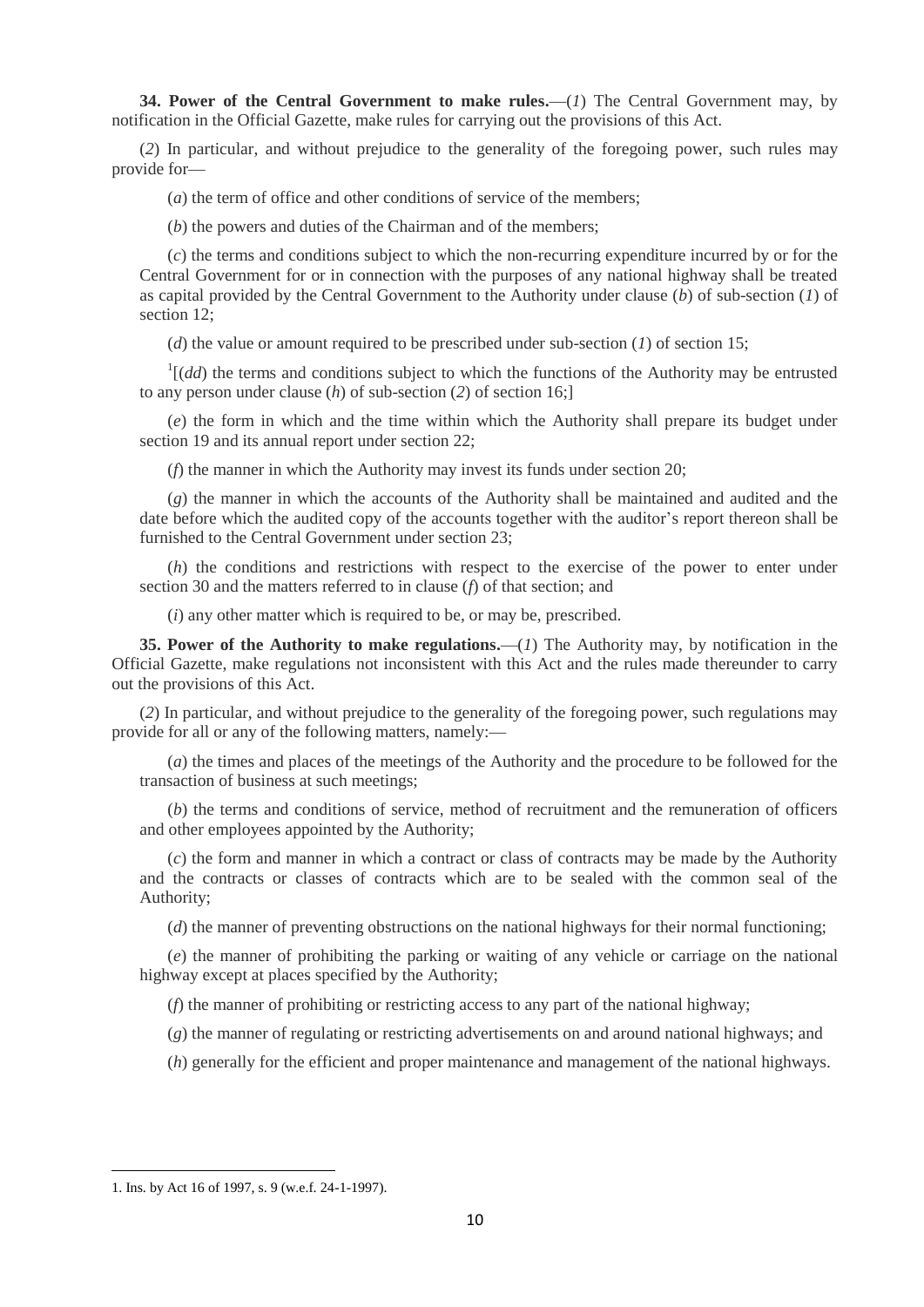**34. Power of the Central Government to make rules.**—(*1*) The Central Government may, by notification in the Official Gazette, make rules for carrying out the provisions of this Act.

(*2*) In particular, and without prejudice to the generality of the foregoing power, such rules may provide for—

(*a*) the term of office and other conditions of service of the members;

(*b*) the powers and duties of the Chairman and of the members;

(*c*) the terms and conditions subject to which the non-recurring expenditure incurred by or for the Central Government for or in connection with the purposes of any national highway shall be treated as capital provided by the Central Government to the Authority under clause (*b*) of sub-section (*1*) of section 12;

(*d*) the value or amount required to be prescribed under sub-section (*1*) of section 15;

[1][(*dd*) the terms and conditions subject to which the functions of the Authority may be entrusted to any person under clause (*h*) of sub-section (*2*) of section 16;]

(*e*) the form in which and the time within which the Authority shall prepare its budget under section 19 and its annual report under section 22;

(*f*) the manner in which the Authority may invest its funds under section 20;

(*g*) the manner in which the accounts of the Authority shall be maintained and audited and the date before which the audited copy of the accounts together with the auditor's report thereon shall be furnished to the Central Government under section 23;

(*h*) the conditions and restrictions with respect to the exercise of the power to enter under section 30 and the matters referred to in clause (*f*) of that section; and

(*i*) any other matter which is required to be, or may be, prescribed.

**35. Power of the Authority to make regulations.**—(*1*) The Authority may, by notification in the Official Gazette, make regulations not inconsistent with this Act and the rules made thereunder to carry out the provisions of this Act.

(*2*) In particular, and without prejudice to the generality of the foregoing power, such regulations may provide for all or any of the following matters, namely:—

(*a*) the times and places of the meetings of the Authority and the procedure to be followed for the transaction of business at such meetings;

(*b*) the terms and conditions of service, method of recruitment and the remuneration of officers and other employees appointed by the Authority;

(*c*) the form and manner in which a contract or class of contracts may be made by the Authority and the contracts or classes of contracts which are to be sealed with the common seal of the Authority;

(*d*) the manner of preventing obstructions on the national highways for their normal functioning;

(*e*) the manner of prohibiting the parking or waiting of any vehicle or carriage on the national highway except at places specified by the Authority;

(*f*) the manner of prohibiting or restricting access to any part of the national highway;

(*g*) the manner of regulating or restricting advertisements on and around national highways; and

(*h*) generally for the efficient and proper maintenance and management of the national highways.

---

1. Ins. by Act 16 of 1997, s. 9 (w.e.f. 24-1-1997).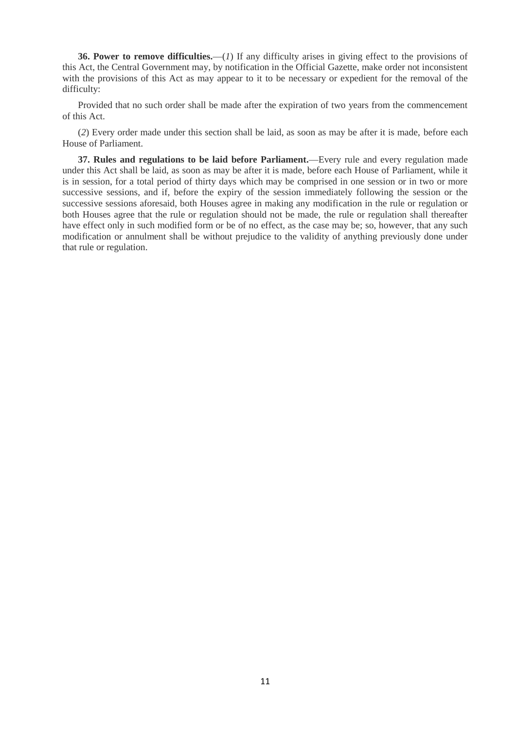**36. Power to remove difficulties.**—(*1*) If any difficulty arises in giving effect to the provisions of this Act, the Central Government may, by notification in the Official Gazette, make order not inconsistent with the provisions of this Act as may appear to it to be necessary or expedient for the removal of the difficulty:

Provided that no such order shall be made after the expiration of two years from the commencement of this Act.

(*2*) Every order made under this section shall be laid, as soon as may be after it is made, before each House of Parliament.

**37. Rules and regulations to be laid before Parliament.**—Every rule and every regulation made under this Act shall be laid, as soon as may be after it is made, before each House of Parliament, while it is in session, for a total period of thirty days which may be comprised in one session or in two or more successive sessions, and if, before the expiry of the session immediately following the session or the successive sessions aforesaid, both Houses agree in making any modification in the rule or regulation or both Houses agree that the rule or regulation should not be made, the rule or regulation shall thereafter have effect only in such modified form or be of no effect, as the case may be; so, however, that any such modification or annulment shall be without prejudice to the validity of anything previously done under that rule or regulation.